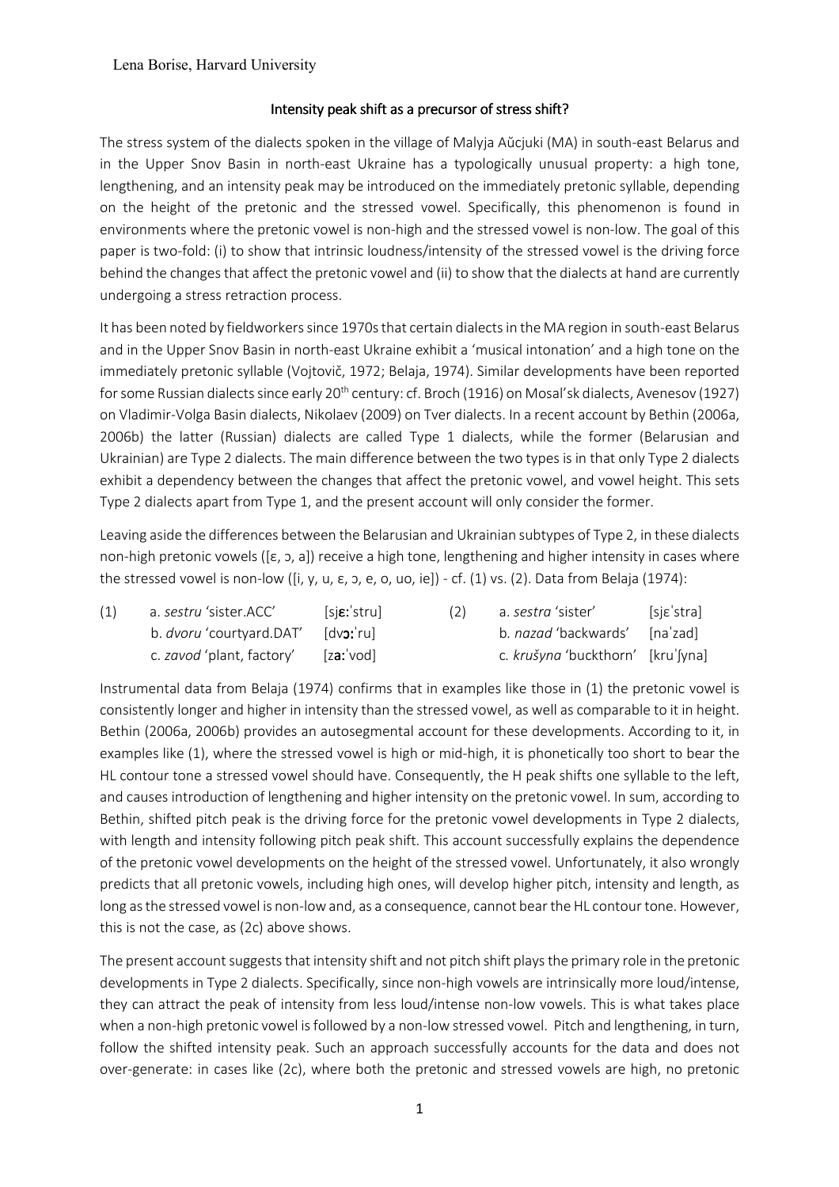Lena Borise, Harvard University

# Intensity peak shift as a precursor of stress shift?

The stress system of the dialects spoken in the village of Malyja Aŭcjuki (MA) in south-east Belarus and in the Upper Snov Basin in north-east Ukraine has a typologically unusual property: a high tone, lengthening, and an intensity peak may be introduced on the immediately pretonic syllable, depending on the height of the pretonic and the stressed vowel. Specifically, this phenomenon is found in environments where the pretonic vowel is non-high and the stressed vowel is non-low. The goal of this paper is two-fold: (i) to show that intrinsic loudness/intensity of the stressed vowel is the driving force behind the changes that affect the pretonic vowel and (ii) to show that the dialects at hand are currently undergoing a stress retraction process.

It has been noted by fieldworkers since 1970s that certain dialects in the MA region in south-east Belarus and in the Upper Snov Basin in north-east Ukraine exhibit a 'musical intonation' and a high tone on the immediately pretonic syllable (Vojtovič, 1972; Belaja, 1974). Similar developments have been reported for some Russian dialects since early 20th century: cf. Broch (1916) on Mosal'sk dialects, Avenesov (1927) on Vladimir-Volga Basin dialects, Nikolaev (2009) on Tver dialects. In a recent account by Bethin (2006a, 2006b) the latter (Russian) dialects are called Type 1 dialects, while the former (Belarusian and Ukrainian) are Type 2 dialects. The main difference between the two types is in that only Type 2 dialects exhibit a dependency between the changes that affect the pretonic vowel, and vowel height. This sets Type 2 dialects apart from Type 1, and the present account will only consider the former.

Leaving aside the differences between the Belarusian and Ukrainian subtypes of Type 2, in these dialects non-high pretonic vowels ([ɛ, ɔ, a]) receive a high tone, lengthening and higher intensity in cases where the stressed vowel is non-low ([i, y, u, ɛ, ɔ, e, o, uo, ie]) - cf. (1) vs. (2). Data from Belaja (1974):

| (1) | | | (2) | | |
|---|---|---|---|---|---|
| | a. *sestru* 'sister.ACC' | [sj**ɛ:**ˈstru] | | a. *sestra* 'sister' | [sjɛˈstra] |
| | b. *dvoru* 'courtyard.DAT' | [dv**ɔ:**ˈru] | | b. *nazad* 'backwards' | [naˈzad] |
| | c. *zavod* 'plant, factory' | [z**a:**ˈvod] | | c. *krušyna* 'buckthorn' | [kruˈʃyna] |

Instrumental data from Belaja (1974) confirms that in examples like those in (1) the pretonic vowel is consistently longer and higher in intensity than the stressed vowel, as well as comparable to it in height. Bethin (2006a, 2006b) provides an autosegmental account for these developments. According to it, in examples like (1), where the stressed vowel is high or mid-high, it is phonetically too short to bear the HL contour tone a stressed vowel should have. Consequently, the H peak shifts one syllable to the left, and causes introduction of lengthening and higher intensity on the pretonic vowel. In sum, according to Bethin, shifted pitch peak is the driving force for the pretonic vowel developments in Type 2 dialects, with length and intensity following pitch peak shift. This account successfully explains the dependence of the pretonic vowel developments on the height of the stressed vowel. Unfortunately, it also wrongly predicts that all pretonic vowels, including high ones, will develop higher pitch, intensity and length, as long as the stressed vowel is non-low and, as a consequence, cannot bear the HL contour tone. However, this is not the case, as (2c) above shows.

The present account suggests that intensity shift and not pitch shift plays the primary role in the pretonic developments in Type 2 dialects. Specifically, since non-high vowels are intrinsically more loud/intense, they can attract the peak of intensity from less loud/intense non-low vowels. This is what takes place when a non-high pretonic vowel is followed by a non-low stressed vowel. Pitch and lengthening, in turn, follow the shifted intensity peak. Such an approach successfully accounts for the data and does not over-generate: in cases like (2c), where both the pretonic and stressed vowels are high, no pretonic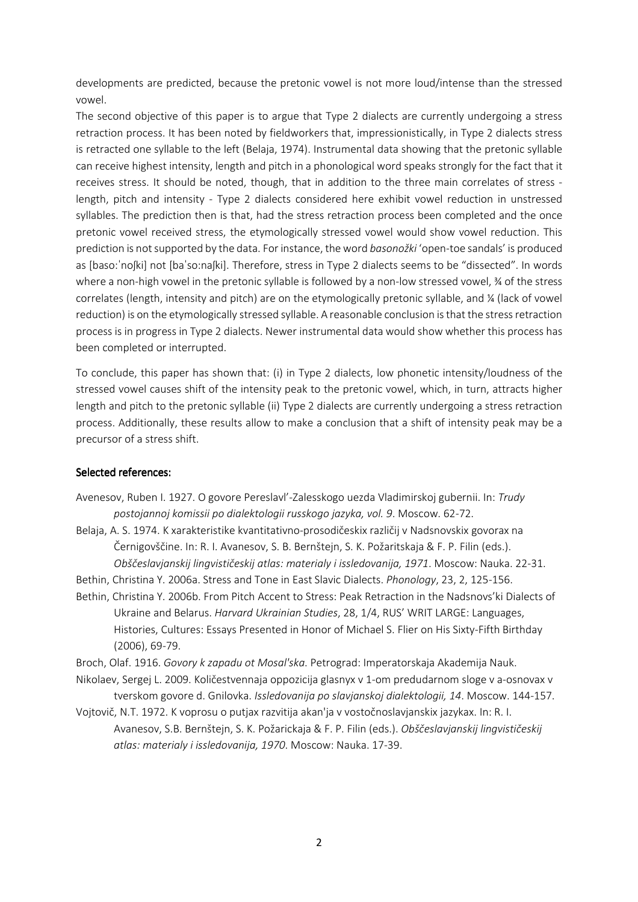developments are predicted, because the pretonic vowel is not more loud/intense than the stressed vowel.

The second objective of this paper is to argue that Type 2 dialects are currently undergoing a stress retraction process. It has been noted by fieldworkers that, impressionistically, in Type 2 dialects stress is retracted one syllable to the left (Belaja, 1974). Instrumental data showing that the pretonic syllable can receive highest intensity, length and pitch in a phonological word speaks strongly for the fact that it receives stress. It should be noted, though, that in addition to the three main correlates of stress - length, pitch and intensity - Type 2 dialects considered here exhibit vowel reduction in unstressed syllables. The prediction then is that, had the stress retraction process been completed and the once pretonic vowel received stress, the etymologically stressed vowel would show vowel reduction. This prediction is not supported by the data. For instance, the word *basonožki* 'open-toe sandals' is produced as [baso:ˈnoʃki] not [baˈso:naʃki]. Therefore, stress in Type 2 dialects seems to be "dissected". In words where a non-high vowel in the pretonic syllable is followed by a non-low stressed vowel, ¾ of the stress correlates (length, intensity and pitch) are on the etymologically pretonic syllable, and ¼ (lack of vowel reduction) is on the etymologically stressed syllable. A reasonable conclusion is that the stress retraction process is in progress in Type 2 dialects. Newer instrumental data would show whether this process has been completed or interrupted.

To conclude, this paper has shown that: (i) in Type 2 dialects, low phonetic intensity/loudness of the stressed vowel causes shift of the intensity peak to the pretonic vowel, which, in turn, attracts higher length and pitch to the pretonic syllable (ii) Type 2 dialects are currently undergoing a stress retraction process. Additionally, these results allow to make a conclusion that a shift of intensity peak may be a precursor of a stress shift.

## Selected references:

Avenesov, Ruben I. 1927. O govore Pereslavl'-Zalesskogo uezda Vladimirskoj gubernii. In: *Trudy postojannoj komissii po dialektologii russkogo jazyka, vol. 9*. Moscow. 62-72.

Belaja, A. S. 1974. K xarakteristike kvantitativno-prosodičeskix različij v Nadsnovskix govorax na Černigovščine. In: R. I. Avanesov, S. B. Bernštejn, S. K. Požaritskaja & F. P. Filin (eds.). *Obščeslavjanskij lingvističeskij atlas: materialy i issledovanija, 1971*. Moscow: Nauka. 22-31.

Bethin, Christina Y. 2006a. Stress and Tone in East Slavic Dialects. *Phonology*, 23, 2, 125-156.

Bethin, Christina Y. 2006b. From Pitch Accent to Stress: Peak Retraction in the Nadsnovs'ki Dialects of Ukraine and Belarus. *Harvard Ukrainian Studies*, 28, 1/4, RUS' WRIT LARGE: Languages, Histories, Cultures: Essays Presented in Honor of Michael S. Flier on His Sixty-Fifth Birthday (2006), 69-79.

Broch, Olaf. 1916. *Govory k zapadu ot Mosal'ska*. Petrograd: Imperatorskaja Akademija Nauk.

Nikolaev, Sergej L. 2009. Količestvennaja oppozicija glasnyx v 1-om predudarnom sloge v a-osnovax v tverskom govore d. Gnilovka. *Issledovanija po slavjanskoj dialektologii, 14*. Moscow. 144-157.

Vojtovič, N.T. 1972. K voprosu o putjax razvitija akan'ja v vostočnoslavjanskix jazykax. In: R. I. Avanesov, S.B. Bernštejn, S. K. Požarickaja & F. P. Filin (eds.). *Obščeslavjanskij lingvističeskij atlas: materialy i issledovanija, 1970*. Moscow: Nauka. 17-39.